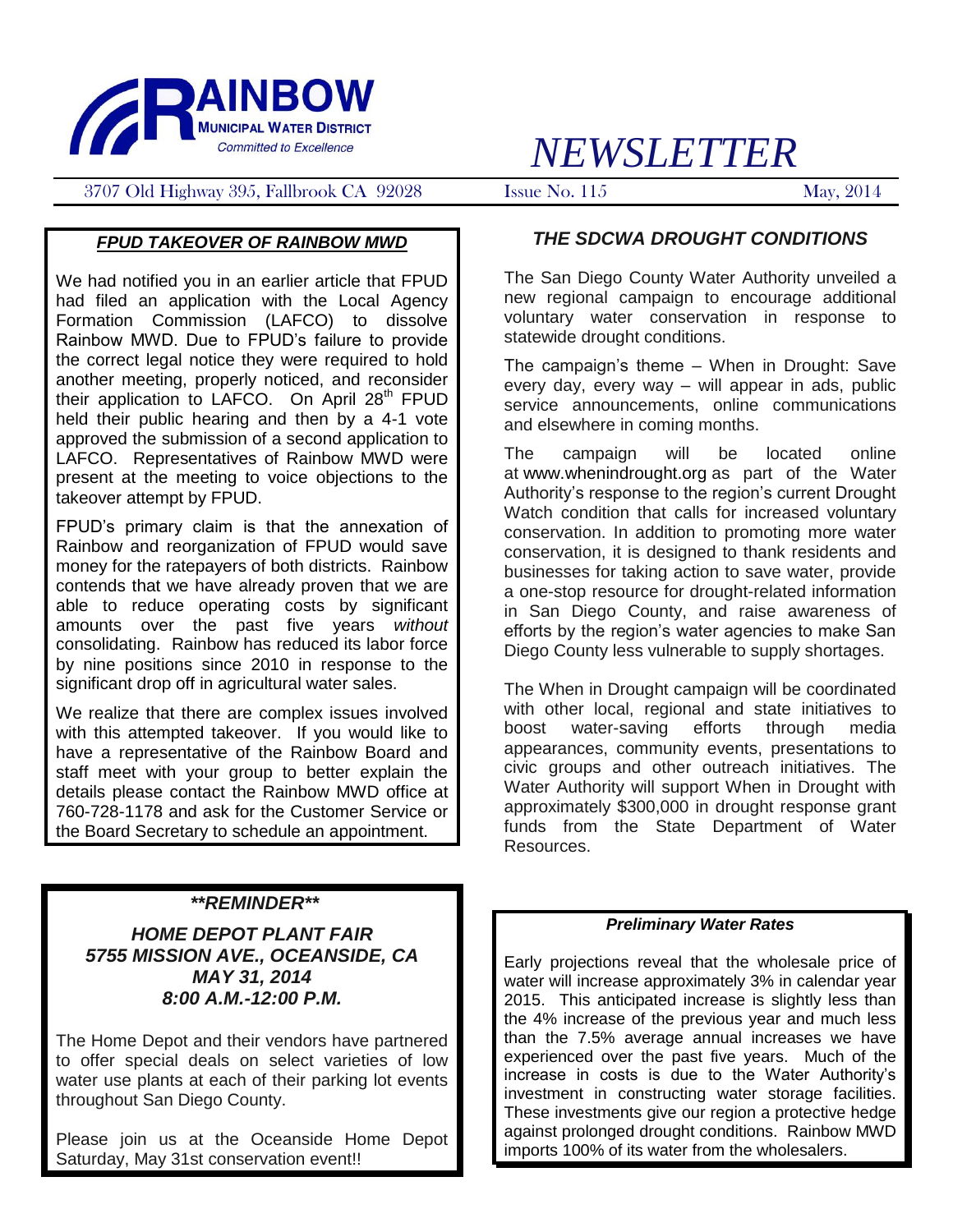# RAINBOW MUNICIPAL WATER DISTRICT

*Committed to Excellence*

# *NEWSLETTER*

3707 Old Highway 395, Fallbrook CA 92028 — Issue No. 115 — May, 2014

## ***FPUD TAKEOVER OF RAINBOW MWD***

We had notified you in an earlier article that FPUD had filed an application with the Local Agency Formation Commission (LAFCO) to dissolve Rainbow MWD. Due to FPUD's failure to provide the correct legal notice they were required to hold another meeting, properly noticed, and reconsider their application to LAFCO. On April 28th FPUD held their public hearing and then by a 4-1 vote approved the submission of a second application to LAFCO. Representatives of Rainbow MWD were present at the meeting to voice objections to the takeover attempt by FPUD.

FPUD's primary claim is that the annexation of Rainbow and reorganization of FPUD would save money for the ratepayers of both districts. Rainbow contends that we have already proven that we are able to reduce operating costs by significant amounts over the past five years *without* consolidating. Rainbow has reduced its labor force by nine positions since 2010 in response to the significant drop off in agricultural water sales.

We realize that there are complex issues involved with this attempted takeover. If you would like to have a representative of the Rainbow Board and staff meet with your group to better explain the details please contact the Rainbow MWD office at 760-728-1178 and ask for the Customer Service or the Board Secretary to schedule an appointment.

## ***\*\*REMINDER\*\****

### ***HOME DEPOT PLANT FAIR***
### ***5755 MISSION AVE., OCEANSIDE, CA***
### ***MAY 31, 2014***
### ***8:00 A.M.-12:00 P.M.***

The Home Depot and their vendors have partnered to offer special deals on select varieties of low water use plants at each of their parking lot events throughout San Diego County.

Please join us at the Oceanside Home Depot Saturday, May 31st conservation event!!

## ***THE SDCWA DROUGHT CONDITIONS***

The San Diego County Water Authority unveiled a new regional campaign to encourage additional voluntary water conservation in response to statewide drought conditions.

The campaign's theme – When in Drought: Save every day, every way – will appear in ads, public service announcements, online communications and elsewhere in coming months.

The campaign will be located online at www.whenindrought.org as part of the Water Authority's response to the region's current Drought Watch condition that calls for increased voluntary conservation. In addition to promoting more water conservation, it is designed to thank residents and businesses for taking action to save water, provide a one-stop resource for drought-related information in San Diego County, and raise awareness of efforts by the region's water agencies to make San Diego County less vulnerable to supply shortages.

The When in Drought campaign will be coordinated with other local, regional and state initiatives to boost water-saving efforts through media appearances, community events, presentations to civic groups and other outreach initiatives. The Water Authority will support When in Drought with approximately $300,000 in drought response grant funds from the State Department of Water Resources.

## ***Preliminary Water Rates***

Early projections reveal that the wholesale price of water will increase approximately 3% in calendar year 2015. This anticipated increase is slightly less than the 4% increase of the previous year and much less than the 7.5% average annual increases we have experienced over the past five years. Much of the increase in costs is due to the Water Authority's investment in constructing water storage facilities. These investments give our region a protective hedge against prolonged drought conditions. Rainbow MWD imports 100% of its water from the wholesalers.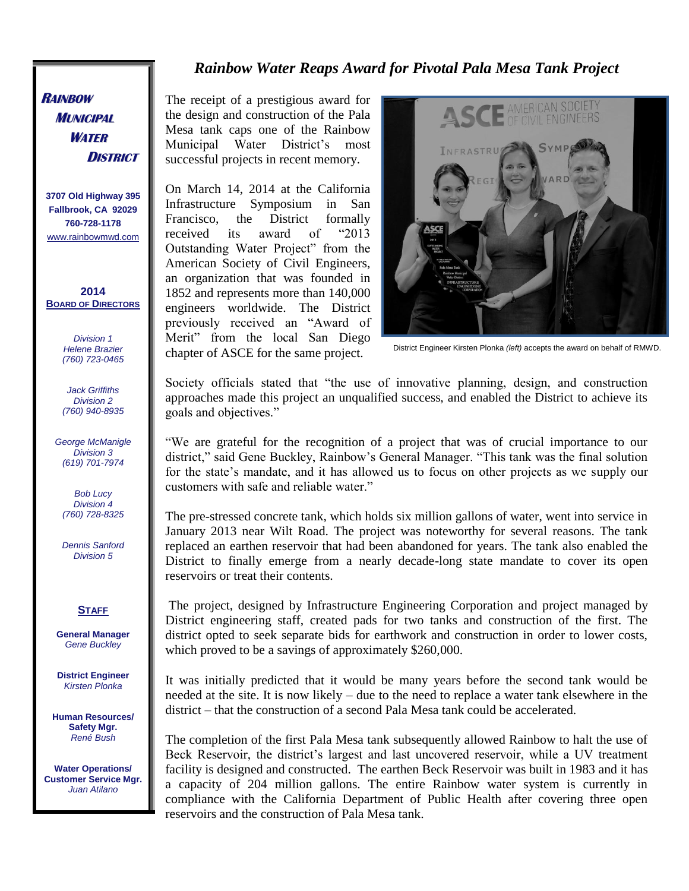# Rainbow Water Reaps Award for Pivotal Pala Mesa Tank Project

The receipt of a prestigious award for the design and construction of the Pala Mesa tank caps one of the Rainbow Municipal Water District's most successful projects in recent memory.

On March 14, 2014 at the California Infrastructure Symposium in San Francisco, the District formally received its award of "2013 Outstanding Water Project" from the American Society of Civil Engineers, an organization that was founded in 1852 and represents more than 140,000 engineers worldwide. The District previously received an "Award of Merit" from the local San Diego chapter of ASCE for the same project.

District Engineer Kirsten Plonka *(left)* accepts the award on behalf of RMWD.

Society officials stated that "the use of innovative planning, design, and construction approaches made this project an unqualified success, and enabled the District to achieve its goals and objectives."

"We are grateful for the recognition of a project that was of crucial importance to our district," said Gene Buckley, Rainbow's General Manager. "This tank was the final solution for the state's mandate, and it has allowed us to focus on other projects as we supply our customers with safe and reliable water."

The pre-stressed concrete tank, which holds six million gallons of water, went into service in January 2013 near Wilt Road. The project was noteworthy for several reasons. The tank replaced an earthen reservoir that had been abandoned for years. The tank also enabled the District to finally emerge from a nearly decade-long state mandate to cover its open reservoirs or treat their contents.

The project, designed by Infrastructure Engineering Corporation and project managed by District engineering staff, created pads for two tanks and construction of the first. The district opted to seek separate bids for earthwork and construction in order to lower costs, which proved to be a savings of approximately $260,000.

It was initially predicted that it would be many years before the second tank would be needed at the site. It is now likely – due to the need to replace a water tank elsewhere in the district – that the construction of a second Pala Mesa tank could be accelerated.

The completion of the first Pala Mesa tank subsequently allowed Rainbow to halt the use of Beck Reservoir, the district's largest and last uncovered reservoir, while a UV treatment facility is designed and constructed. The earthen Beck Reservoir was built in 1983 and it has a capacity of 204 million gallons. The entire Rainbow water system is currently in compliance with the California Department of Public Health after covering three open reservoirs and the construction of Pala Mesa tank.

**RAINBOW MUNICIPAL WATER DISTRICT**

**3707 Old Highway 395**
**Fallbrook, CA 92029**
**760-728-1178**
www.rainbowmwd.com

**2014**
**BOARD OF DIRECTORS**

*Division 1*
*Helene Brazier*
*(760) 723-0465*

*Jack Griffiths*
*Division 2*
*(760) 940-8935*

*George McManigle*
*Division 3*
*(619) 701-7974*

*Bob Lucy*
*Division 4*
*(760) 728-8325*

*Dennis Sanford*
*Division 5*

**STAFF**

**General Manager**
*Gene Buckley*

**District Engineer**
*Kirsten Plonka*

**Human Resources/ Safety Mgr.**
*René Bush*

**Water Operations/ Customer Service Mgr.**
*Juan Atilano*